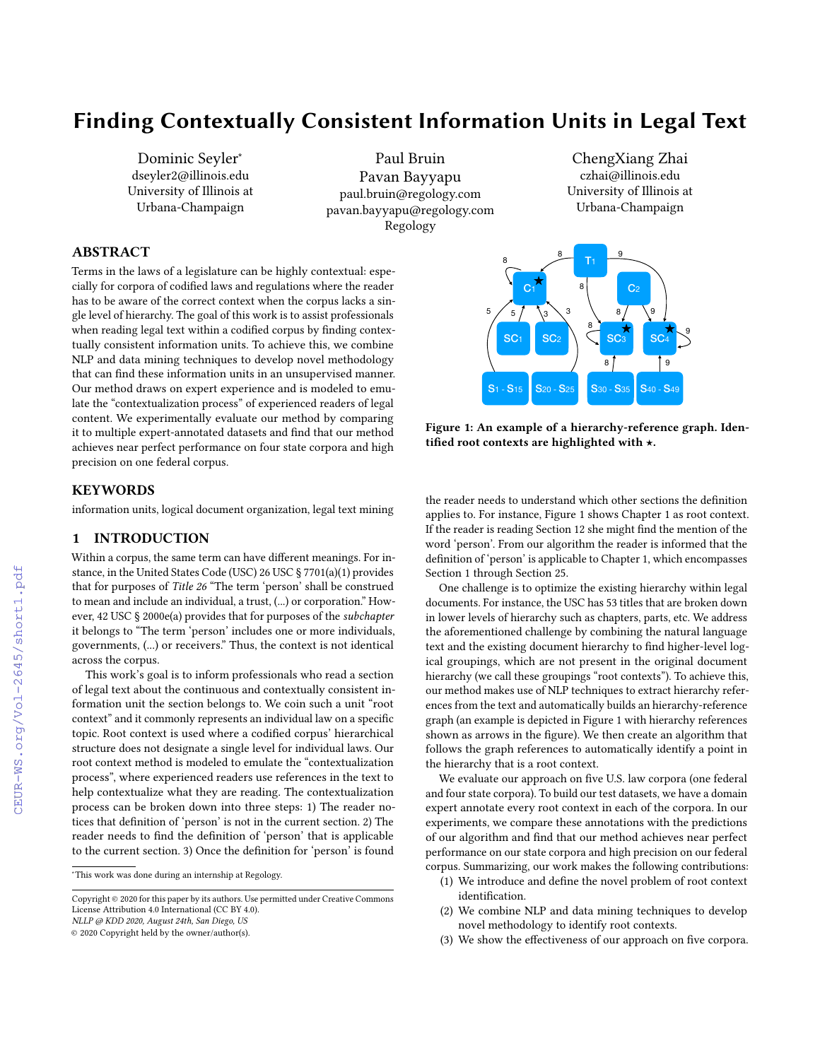# Finding Contextually Consistent Information Units in Legal Text

Dominic Seyler*
dseyler2@illinois.edu
University of Illinois at Urbana-Champaign

Paul Bruin
Pavan Bayyapu
paul.bruin@regology.com
pavan.bayyapu@regology.com
Regology

ChengXiang Zhai
czhai@illinois.edu
University of Illinois at Urbana-Champaign

## ABSTRACT

Terms in the laws of a legislature can be highly contextual: especially for corpora of codified laws and regulations where the reader has to be aware of the correct context when the corpus lacks a single level of hierarchy. The goal of this work is to assist professionals when reading legal text within a codified corpus by finding contextually consistent information units. To achieve this, we combine NLP and data mining techniques to develop novel methodology that can find these information units in an unsupervised manner. Our method draws on expert experience and is modeled to emulate the "contextualization process" of experienced readers of legal content. We experimentally evaluate our method by comparing it to multiple expert-annotated datasets and find that our method achieves near perfect performance on four state corpora and high precision on one federal corpus.

## KEYWORDS

information units, logical document organization, legal text mining

## 1 INTRODUCTION

Within a corpus, the same term can have different meanings. For instance, in the United States Code (USC) 26 USC § 7701(a)(1) provides that for purposes of *Title 26* "The term 'person' shall be construed to mean and include an individual, a trust, (...) or corporation." However, 42 USC § 2000e(a) provides that for purposes of the *subchapter* it belongs to "The term 'person' includes one or more individuals, governments, (...) or receivers." Thus, the context is not identical across the corpus.

This work's goal is to inform professionals who read a section of legal text about the continuous and contextually consistent information unit the section belongs to. We coin such a unit "root context" and it commonly represents an individual law on a specific topic. Root context is used where a codified corpus' hierarchical structure does not designate a single level for individual laws. Our root context method is modeled to emulate the "contextualization process", where experienced readers use references in the text to help contextualize what they are reading. The contextualization process can be broken down into three steps: 1) The reader notices that definition of 'person' is not in the current section. 2) The reader needs to find the definition of 'person' that is applicable to the current section. 3) Once the definition for 'person' is found the reader needs to understand which other sections the definition applies to. For instance, Figure 1 shows Chapter 1 as root context. If the reader is reading Section 12 she might find the mention of the word 'person'. From our algorithm the reader is informed that the definition of 'person' is applicable to Chapter 1, which encompasses Section 1 through Section 25.

*This work was done during an internship at Regology.

Copyright © 2020 for this paper by its authors. Use permitted under Creative Commons License Attribution 4.0 International (CC BY 4.0).
*NLLP @ KDD 2020, August 24th, San Diego, US*
© 2020 Copyright held by the owner/author(s).

**Figure 1: An example of a hierarchy-reference graph. Identified root contexts are highlighted with ⋆.**

One challenge is to optimize the existing hierarchy within legal documents. For instance, the USC has 53 titles that are broken down in lower levels of hierarchy such as chapters, parts, etc. We address the aforementioned challenge by combining the natural language text and the existing document hierarchy to find higher-level logical groupings, which are not present in the original document hierarchy (we call these groupings "root contexts"). To achieve this, our method makes use of NLP techniques to extract hierarchy references from the text and automatically builds an hierarchy-reference graph (an example is depicted in Figure 1 with hierarchy references shown as arrows in the figure). We then create an algorithm that follows the graph references to automatically identify a point in the hierarchy that is a root context.

We evaluate our approach on five U.S. law corpora (one federal and four state corpora). To build our test datasets, we have a domain expert annotate every root context in each of the corpora. In our experiments, we compare these annotations with the predictions of our algorithm and find that our method achieves near perfect performance on our state corpora and high precision on our federal corpus. Summarizing, our work makes the following contributions:

1. We introduce and define the novel problem of root context identification.
2. We combine NLP and data mining techniques to develop novel methodology to identify root contexts.
3. We show the effectiveness of our approach on five corpora.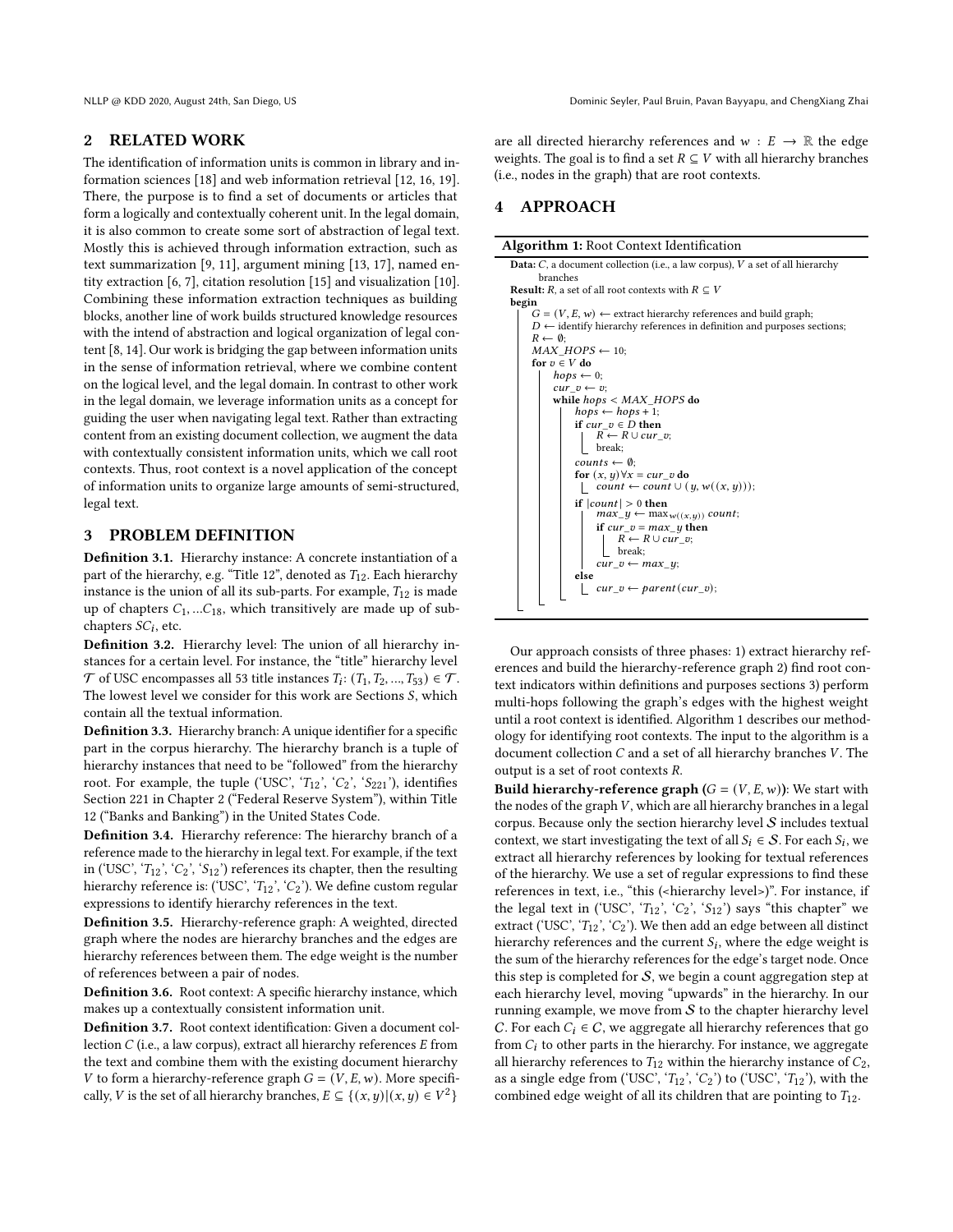## 2 RELATED WORK

The identification of information units is common in library and information sciences [18] and web information retrieval [12, 16, 19]. There, the purpose is to find a set of documents or articles that form a logically and contextually coherent unit. In the legal domain, it is also common to create some sort of abstraction of legal text. Mostly this is achieved through information extraction, such as text summarization [9, 11], argument mining [13, 17], named entity extraction [6, 7], citation resolution [15] and visualization [10]. Combining these information extraction techniques as building blocks, another line of work builds structured knowledge resources with the intend of abstraction and logical organization of legal content [8, 14]. Our work is bridging the gap between information units in the sense of information retrieval, where we combine content on the logical level, and the legal domain. In contrast to other work in the legal domain, we leverage information units as a concept for guiding the user when navigating legal text. Rather than extracting content from an existing document collection, we augment the data with contextually consistent information units, which we call root contexts. Thus, root context is a novel application of the concept of information units to organize large amounts of semi-structured, legal text.

## 3 PROBLEM DEFINITION

**Definition 3.1.** Hierarchy instance: A concrete instantiation of a part of the hierarchy, e.g. "Title 12", denoted as $T_{12}$. Each hierarchy instance is the union of all its sub-parts. For example, $T_{12}$ is made up of chapters $C_1, ...C_{18}$, which transitively are made up of sub-chapters $SC_i$, etc.

**Definition 3.2.** Hierarchy level: The union of all hierarchy instances for a certain level. For instance, the "title" hierarchy level $\mathcal{T}$ of USC encompasses all 53 title instances $T_i$: $(T_1, T_2, ..., T_{53}) \in \mathcal{T}$. The lowest level we consider for this work are Sections $S$, which contain all the textual information.

**Definition 3.3.** Hierarchy branch: A unique identifier for a specific part in the corpus hierarchy. The hierarchy branch is a tuple of hierarchy instances that need to be "followed" from the hierarchy root. For example, the tuple ('USC', '$T_{12}$', '$C_2$', '$S_{221}$'), identifies Section 221 in Chapter 2 ("Federal Reserve System"), within Title 12 ("Banks and Banking") in the United States Code.

**Definition 3.4.** Hierarchy reference: The hierarchy branch of a reference made to the hierarchy in legal text. For example, if the text in ('USC', '$T_{12}$', '$C_2$', '$S_{12}$') references its chapter, then the resulting hierarchy reference is: ('USC', '$T_{12}$', '$C_2$'). We define custom regular expressions to identify hierarchy references in the text.

**Definition 3.5.** Hierarchy-reference graph: A weighted, directed graph where the nodes are hierarchy branches and the edges are hierarchy references between them. The edge weight is the number of references between a pair of nodes.

**Definition 3.6.** Root context: A specific hierarchy instance, which makes up a contextually consistent information unit.

**Definition 3.7.** Root context identification: Given a document collection $C$ (i.e., a law corpus), extract all hierarchy references $E$ from the text and combine them with the existing document hierarchy $V$ to form a hierarchy-reference graph $G = (V, E, w)$. More specifically, $V$ is the set of all hierarchy branches, $E \subseteq \{(x, y) | (x, y) \in V^2\}$ are all directed hierarchy references and $w : E \rightarrow \mathbb{R}$ the edge weights. The goal is to find a set $R \subseteq V$ with all hierarchy branches (i.e., nodes in the graph) that are root contexts.

## 4 APPROACH

**Algorithm 1:** Root Context Identification

```
Data: C, a document collection (i.e., a law corpus), V a set of all hierarchy
      branches
Result: R, a set of all root contexts with R ⊆ V
begin
    G = (V, E, w) ← extract hierarchy references and build graph;
    D ← identify hierarchy references in definition and purposes sections;
    R ← ∅;
    MAX_HOPS ← 10;
    for v ∈ V do
        hops ← 0;
        cur_v ← v;
        while hops < MAX_HOPS do
            hops ← hops + 1;
            if cur_v ∈ D then
                R ← R ∪ cur_v;
                break;
            counts ← ∅;
            for (x, y)∀x = cur_v do
                count ← count ∪ (y, w((x, y)));
            if |count| > 0 then
                max_y ← max_{w((x,y))} count;
                if cur_v = max_y then
                    R ← R ∪ cur_v;
                    break;
                cur_v ← max_y;
            else
                cur_v ← parent(cur_v);
```

Our approach consists of three phases: 1) extract hierarchy references and build the hierarchy-reference graph 2) find root context indicators within definitions and purposes sections 3) perform multi-hops following the graph's edges with the highest weight until a root context is identified. Algorithm 1 describes our methodology for identifying root contexts. The input to the algorithm is a document collection $C$ and a set of all hierarchy branches $V$. The output is a set of root contexts $R$.

**Build hierarchy-reference graph ($G = (V, E, w)$):** We start with the nodes of the graph $V$, which are all hierarchy branches in a legal corpus. Because only the section hierarchy level $\mathcal{S}$ includes textual context, we start investigating the text of all $S_i \in \mathcal{S}$. For each $S_i$, we extract all hierarchy references by looking for textual references of the hierarchy. We use a set of regular expressions to find these references in text, i.e., "this (<hierarchy level>)". For instance, if the legal text in ('USC', '$T_{12}$', '$C_2$', '$S_{12}$') says "this chapter" we extract ('USC', '$T_{12}$', '$C_2$'). We then add an edge between all distinct hierarchy references and the current $S_i$, where the edge weight is the sum of the hierarchy references for the edge's target node. Once this step is completed for $\mathcal{S}$, we begin a count aggregation step at each hierarchy level, moving "upwards" in the hierarchy. In our running example, we move from $\mathcal{S}$ to the chapter hierarchy level $C$. For each $C_i \in C$, we aggregate all hierarchy references that go from $C_i$ to other parts in the hierarchy. For instance, we aggregate all hierarchy references to $T_{12}$ within the hierarchy instance of $C_2$, as a single edge from ('USC', '$T_{12}$', '$C_2$') to ('USC', '$T_{12}$'), with the combined edge weight of all its children that are pointing to $T_{12}$.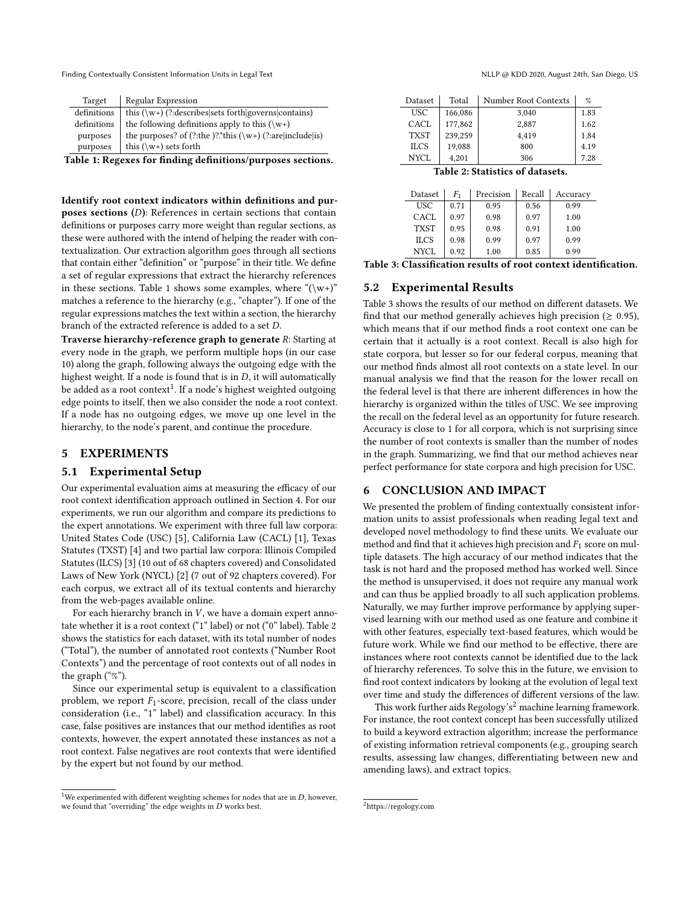| Target | Regular Expression |
|---|---|
| definitions | this (\w+) (?:describes\|sets forth\|governs\|contains) |
| definitions | the following definitions apply to this (\w+) |
| purposes | the purposes? of (?:the )?.*this (\w+) (?:are\|include\|is) |
| purposes | this (\w+) sets forth |

**Table 1: Regexes for finding definitions/purposes sections.**

**Identify root context indicators within definitions and purposes sections ($D$)**: References in certain sections that contain definitions or purposes carry more weight than regular sections, as these were authored with the intend of helping the reader with contextualization. Our extraction algorithm goes through all sections that contain either "definition" or "purpose" in their title. We define a set of regular expressions that extract the hierarchy references in these sections. Table 1 shows some examples, where "(\w+)" matches a reference to the hierarchy (e.g., "chapter"). If one of the regular expressions matches the text within a section, the hierarchy branch of the extracted reference is added to a set $D$.

**Traverse hierarchy-reference graph to generate $R$**: Starting at every node in the graph, we perform multiple hops (in our case 10) along the graph, following always the outgoing edge with the highest weight. If a node is found that is in $D$, it will automatically be added as a root context[1]. If a node's highest weighted outgoing edge points to itself, then we also consider the node a root context. If a node has no outgoing edges, we move up one level in the hierarchy, to the node's parent, and continue the procedure.

## 5 EXPERIMENTS

### 5.1 Experimental Setup

Our experimental evaluation aims at measuring the efficacy of our root context identification approach outlined in Section 4. For our experiments, we run our algorithm and compare its predictions to the expert annotations. We experiment with three full law corpora: United States Code (USC) [5], California Law (CACL) [1], Texas Statutes (TXST) [4] and two partial law corpora: Illinois Compiled Statutes (ILCS) [3] (10 out of 68 chapters covered) and Consolidated Laws of New York (NYCL) [2] (7 out of 92 chapters covered). For each corpus, we extract all of its textual contents and hierarchy from the web-pages available online.

For each hierarchy branch in $V$, we have a domain expert annotate whether it is a root context ("1" label) or not ("0" label). Table 2 shows the statistics for each dataset, with its total number of nodes ("Total"), the number of annotated root contexts ("Number Root Contexts") and the percentage of root contexts out of all nodes in the graph ("%").

Since our experimental setup is equivalent to a classification problem, we report $F_1$-score, precision, recall of the class under consideration (i.e., "1" label) and classification accuracy. In this case, false positives are instances that our method identifies as root contexts, however, the expert annotated these instances as not a root context. False negatives are root contexts that were identified by the expert but not found by our method.

[1] We experimented with different weighting schemes for nodes that are in $D$, however, we found that "overriding" the edge weights in $D$ works best.

| Dataset | Total | Number Root Contexts | % |
|---|---|---|---|
| USC | 166,086 | 3,040 | 1.83 |
| CACL | 177,862 | 2,887 | 1.62 |
| TXST | 239,259 | 4,419 | 1.84 |
| ILCS | 19,088 | 800 | 4.19 |
| NYCL | 4,201 | 306 | 7.28 |

**Table 2: Statistics of datasets.**

| Dataset | $F_1$ | Precision | Recall | Accuracy |
|---|---|---|---|---|
| USC | 0.71 | 0.95 | 0.56 | 0.99 |
| CACL | 0.97 | 0.98 | 0.97 | 1.00 |
| TXST | 0.95 | 0.98 | 0.91 | 1.00 |
| ILCS | 0.98 | 0.99 | 0.97 | 0.99 |
| NYCL | 0.92 | 1.00 | 0.85 | 0.99 |

**Table 3: Classification results of root context identification.**

### 5.2 Experimental Results

Table 3 shows the results of our method on different datasets. We find that our method generally achieves high precision ($\geq 0.95$), which means that if our method finds a root context one can be certain that it actually is a root context. Recall is also high for state corpora, but lesser so for our federal corpus, meaning that our method finds almost all root contexts on a state level. In our manual analysis we find that the reason for the lower recall on the federal level is that there are inherent differences in how the hierarchy is organized within the titles of USC. We see improving the recall on the federal level as an opportunity for future research. Accuracy is close to 1 for all corpora, which is not surprising since the number of root contexts is smaller than the number of nodes in the graph. Summarizing, we find that our method achieves near perfect performance for state corpora and high precision for USC.

## 6 CONCLUSION AND IMPACT

We presented the problem of finding contextually consistent information units to assist professionals when reading legal text and developed novel methodology to find these units. We evaluate our method and find that it achieves high precision and $F_1$ score on multiple datasets. The high accuracy of our method indicates that the task is not hard and the proposed method has worked well. Since the method is unsupervised, it does not require any manual work and can thus be applied broadly to all such application problems. Naturally, we may further improve performance by applying supervised learning with our method used as one feature and combine it with other features, especially text-based features, which would be future work. While we find our method to be effective, there are instances where root contexts cannot be identified due to the lack of hierarchy references. To solve this in the future, we envision to find root context indicators by looking at the evolution of legal text over time and study the differences of different versions of the law.

This work further aids Regology's[2] machine learning framework. For instance, the root context concept has been successfully utilized to build a keyword extraction algorithm; increase the performance of existing information retrieval components (e.g., grouping search results, assessing law changes, differentiating between new and amending laws), and extract topics.

[2] https://regology.com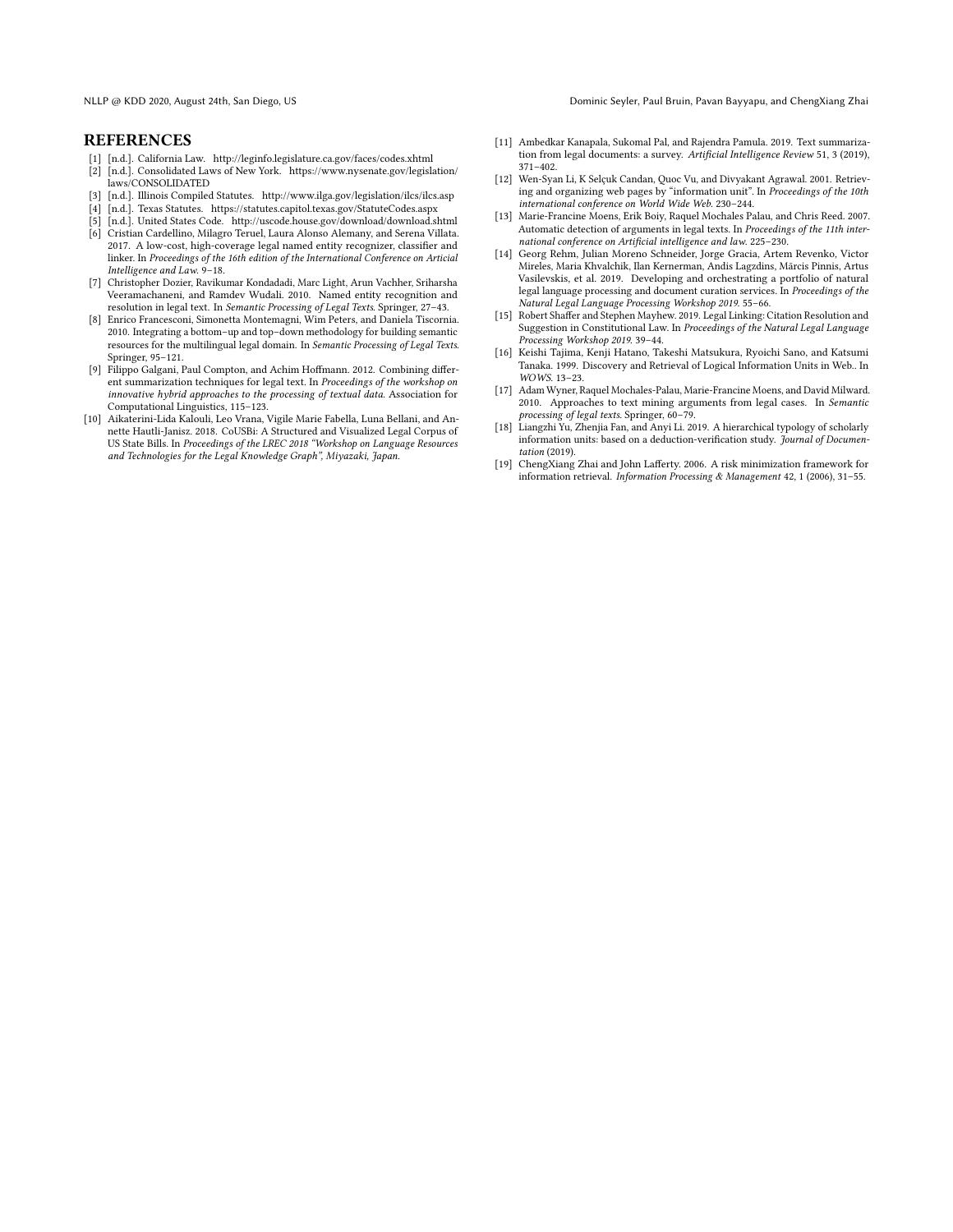## REFERENCES

- [1] [n.d.]. California Law. http://leginfo.legislature.ca.gov/faces/codes.xhtml
- [2] [n.d.]. Consolidated Laws of New York. https://www.nysenate.gov/legislation/laws/CONSOLIDATED
- [3] [n.d.]. Illinois Compiled Statutes. http://www.ilga.gov/legislation/ilcs/ilcs.asp
- [4] [n.d.]. Texas Statutes. https://statutes.capitol.texas.gov/StatuteCodes.aspx
- [5] [n.d.]. United States Code. http://uscode.house.gov/download/download.shtml
- [6] Cristian Cardellino, Milagro Teruel, Laura Alonso Alemany, and Serena Villata. 2017. A low-cost, high-coverage legal named entity recognizer, classifier and linker. In *Proceedings of the 16th edition of the International Conference on Articial Intelligence and Law*. 9–18.
- [7] Christopher Dozier, Ravikumar Kondadadi, Marc Light, Arun Vachher, Sriharsha Veeramachaneni, and Ramdev Wudali. 2010. Named entity recognition and resolution in legal text. In *Semantic Processing of Legal Texts*. Springer, 27–43.
- [8] Enrico Francesconi, Simonetta Montemagni, Wim Peters, and Daniela Tiscornia. 2010. Integrating a bottom–up and top–down methodology for building semantic resources for the multilingual legal domain. In *Semantic Processing of Legal Texts*. Springer, 95–121.
- [9] Filippo Galgani, Paul Compton, and Achim Hoffmann. 2012. Combining different summarization techniques for legal text. In *Proceedings of the workshop on innovative hybrid approaches to the processing of textual data*. Association for Computational Linguistics, 115–123.
- [10] Aikaterini-Lida Kalouli, Leo Vrana, Vigile Marie Fabella, Luna Bellani, and Annette Hautli-Janisz. 2018. CoUSBi: A Structured and Visualized Legal Corpus of US State Bills. In *Proceedings of the LREC 2018 "Workshop on Language Resources and Technologies for the Legal Knowledge Graph", Miyazaki, Japan*.
- [11] Ambedkar Kanapala, Sukomal Pal, and Rajendra Pamula. 2019. Text summarization from legal documents: a survey. *Artificial Intelligence Review* 51, 3 (2019), 371–402.
- [12] Wen-Syan Li, K Selçuk Candan, Quoc Vu, and Divyakant Agrawal. 2001. Retrieving and organizing web pages by "information unit". In *Proceedings of the 10th international conference on World Wide Web*. 230–244.
- [13] Marie-Francine Moens, Erik Boiy, Raquel Mochales Palau, and Chris Reed. 2007. Automatic detection of arguments in legal texts. In *Proceedings of the 11th international conference on Artificial intelligence and law*. 225–230.
- [14] Georg Rehm, Julian Moreno Schneider, Jorge Gracia, Artem Revenko, Victor Mireles, Maria Khvalchik, Ilan Kernerman, Andis Lagzdins, Mārcis Pinnis, Artus Vasilevskis, et al. 2019. Developing and orchestrating a portfolio of natural legal language processing and document curation services. In *Proceedings of the Natural Legal Language Processing Workshop 2019*. 55–66.
- [15] Robert Shaffer and Stephen Mayhew. 2019. Legal Linking: Citation Resolution and Suggestion in Constitutional Law. In *Proceedings of the Natural Legal Language Processing Workshop 2019*. 39–44.
- [16] Keishi Tajima, Kenji Hatano, Takeshi Matsukura, Ryoichi Sano, and Katsumi Tanaka. 1999. Discovery and Retrieval of Logical Information Units in Web.. In *WOWS*. 13–23.
- [17] Adam Wyner, Raquel Mochales-Palau, Marie-Francine Moens, and David Milward. 2010. Approaches to text mining arguments from legal cases. In *Semantic processing of legal texts*. Springer, 60–79.
- [18] Liangzhi Yu, Zhenjia Fan, and Anyi Li. 2019. A hierarchical typology of scholarly information units: based on a deduction-verification study. *Journal of Documentation* (2019).
- [19] ChengXiang Zhai and John Lafferty. 2006. A risk minimization framework for information retrieval. *Information Processing & Management* 42, 1 (2006), 31–55.